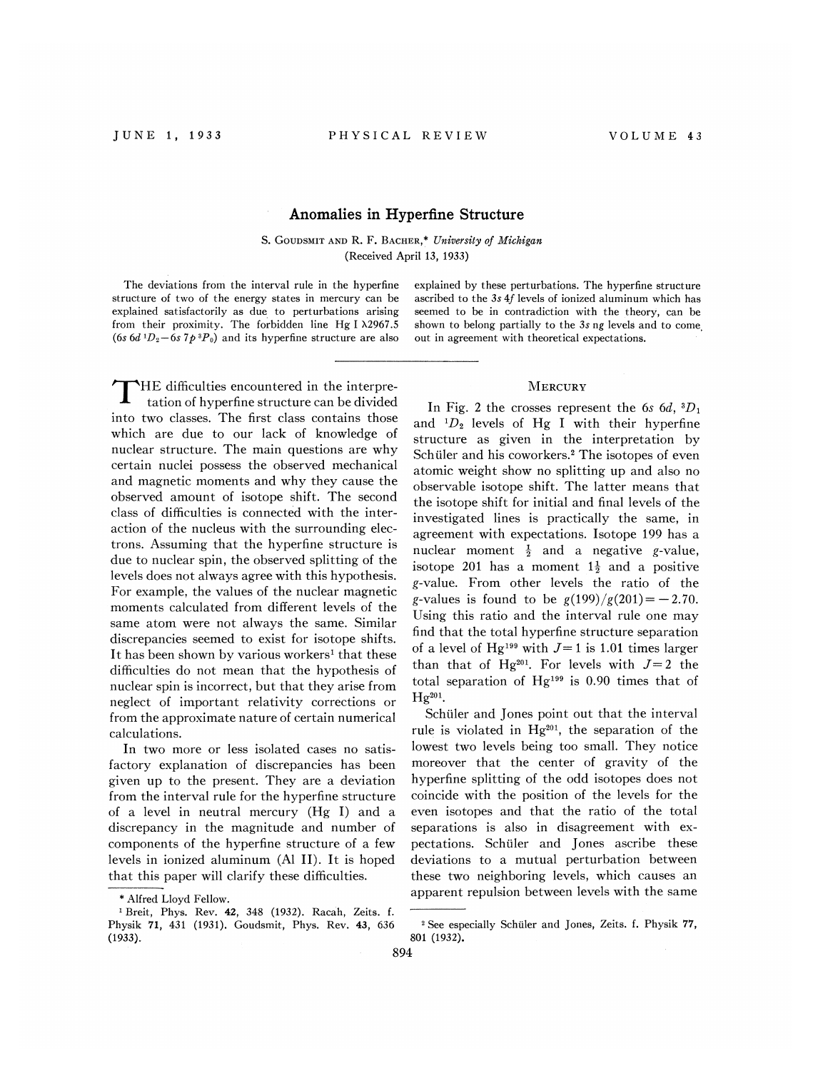# Anomalies in Hyperfine Structure

S. GOUDSMIT AND R. F. BACHER,* *University of Michigan*
(Received April 13, 1933)

The deviations from the interval rule in the hyperfine structure of two of the energy states in mercury can be explained satisfactorily as due to perturbations arising from their proximity. The forbidden line Hg I λ2967.5 ($6s\,6d\,^1D_2 - 6s\,7p\,^3P_0$) and its hyperfine structure are also explained by these perturbations. The hyperfine structure ascribed to the $3s\,4f$ levels of ionized aluminum which has seemed to be in contradiction with the theory, can be shown to belong partially to the $3s\,ng$ levels and to come out in agreement with theoretical expectations.

---

The difficulties encountered in the interpretation of hyperfine structure can be divided into two classes. The first class contains those which are due to our lack of knowledge of nuclear structure. The main questions are why certain nuclei possess the observed mechanical and magnetic moments and why they cause the observed amount of isotope shift. The second class of difficulties is connected with the interaction of the nucleus with the surrounding electrons. Assuming that the hyperfine structure is due to nuclear spin, the observed splitting of the levels does not always agree with this hypothesis. For example, the values of the nuclear magnetic moments calculated from different levels of the same atom were not always the same. Similar discrepancies seemed to exist for isotope shifts. It has been shown by various workers[1] that these difficulties do not mean that the hypothesis of nuclear spin is incorrect, but that they arise from neglect of important relativity corrections or from the approximate nature of certain numerical calculations.

In two more or less isolated cases no satisfactory explanation of discrepancies has been given up to the present. They are a deviation from the interval rule for the hyperfine structure of a level in neutral mercury (Hg I) and a discrepancy in the magnitude and number of components of the hyperfine structure of a few levels in ionized aluminum (Al II). It is hoped that this paper will clarify these difficulties.

## Mercury

In Fig. 2 the crosses represent the $6s\,6d$, $^3D_1$ and $^1D_2$ levels of Hg I with their hyperfine structure as given in the interpretation by Schüler and his coworkers.[2] The isotopes of even atomic weight show no splitting up and also no observable isotope shift. The latter means that the isotope shift for initial and final levels of the investigated lines is practically the same, in agreement with expectations. Isotope 199 has a nuclear moment $\frac{1}{2}$ and a negative $g$-value, isotope 201 has a moment $1\frac{1}{2}$ and a positive $g$-value. From other levels the ratio of the $g$-values is found to be $g(199)/g(201) = -2.70$. Using this ratio and the interval rule one may find that the total hyperfine structure separation of a level of $Hg^{199}$ with $J=1$ is 1.01 times larger than that of $Hg^{201}$. For levels with $J=2$ the total separation of $Hg^{199}$ is 0.90 times that of $Hg^{201}$.

Schüler and Jones point out that the interval rule is violated in $Hg^{201}$, the separation of the lowest two levels being too small. They notice moreover that the center of gravity of the hyperfine splitting of the odd isotopes does not coincide with the position of the levels for the even isotopes and that the ratio of the total separations is also in disagreement with expectations. Schüler and Jones ascribe these deviations to a mutual perturbation between these two neighboring levels, which causes an apparent repulsion between levels with the same

---

\* Alfred Lloyd Fellow.

[1] Breit, Phys. Rev. **42**, 348 (1932). Racah, Zeits. f. Physik **71**, 431 (1931). Goudsmit, Phys. Rev. **43**, 636 (1933).

[2] See especially Schüler and Jones, Zeits. f. Physik **77**, 801 (1932).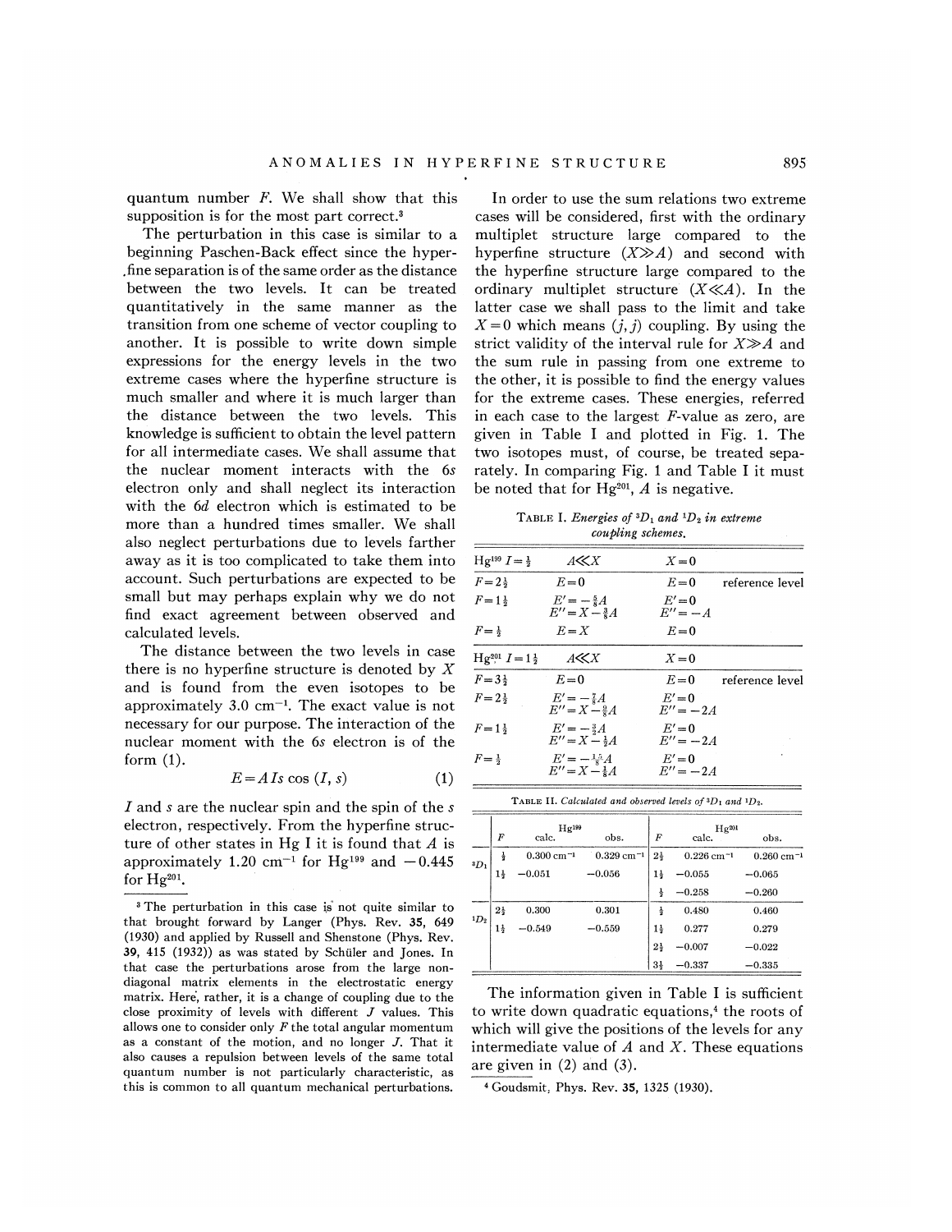quantum number $F$. We shall show that this supposition is for the most part correct.[3]

The perturbation in this case is similar to a beginning Paschen-Back effect since the hyperfine separation is of the same order as the distance between the two levels. It can be treated quantitatively in the same manner as the transition from one scheme of vector coupling to another. It is possible to write down simple expressions for the energy levels in the two extreme cases where the hyperfine structure is much smaller and where it is much larger than the distance between the two levels. This knowledge is sufficient to obtain the level pattern for all intermediate cases. We shall assume that the nuclear moment interacts with the $6s$ electron only and shall neglect its interaction with the $6d$ electron which is estimated to be more than a hundred times smaller. We shall also neglect perturbations due to levels farther away as it is too complicated to take them into account. Such perturbations are expected to be small but may perhaps explain why we do not find exact agreement between observed and calculated levels.

The distance between the two levels in case there is no hyperfine structure is denoted by $X$ and is found from the even isotopes to be approximately 3.0 cm$^{-1}$. The exact value is not necessary for our purpose. The interaction of the nuclear moment with the $6s$ electron is of the form (1).

$$E = AIs \cos(I, s) \tag{1}$$

$I$ and $s$ are the nuclear spin and the spin of the $s$ electron, respectively. From the hyperfine structure of other states in Hg I it is found that $A$ is approximately 1.20 cm$^{-1}$ for $Hg^{199}$ and $-0.445$ for $Hg^{201}$.

[3] The perturbation in this case is not quite similar to that brought forward by Langer (Phys. Rev. **35**, 649 (1930) and applied by Russell and Shenstone (Phys. Rev. **39**, 415 (1932)) as was stated by Schüler and Jones. In that case the perturbations arose from the large nondiagonal matrix elements in the electrostatic energy matrix. Here, rather, it is a change of coupling due to the close proximity of levels with different $J$ values. This allows one to consider only $F$ the total angular momentum as a constant of the motion, and no longer $J$. That it also causes a repulsion between levels of the same total quantum number is not particularly characteristic, as this is common to all quantum mechanical perturbations.

In order to use the sum relations two extreme cases will be considered, first with the ordinary multiplet structure large compared to the hyperfine structure ($X \gg A$) and second with the hyperfine structure large compared to the ordinary multiplet structure ($X \ll A$). In the latter case we shall pass to the limit and take $X=0$ which means $(j, j)$ coupling. By using the strict validity of the interval rule for $X \gg A$ and the sum rule in passing from one extreme to the other, it is possible to find the energy values for the extreme cases. These energies, referred in each case to the largest $F$-value as zero, are given in Table I and plotted in Fig. 1. The two isotopes must, of course, be treated separately. In comparing Fig. 1 and Table I it must be noted that for $Hg^{201}$, $A$ is negative.

TABLE I. *Energies of ${}^3D_1$ and ${}^1D_2$ in extreme coupling schemes.*

| $Hg^{199}$ $I=\frac{1}{2}$ | $A \ll X$ | $X=0$ | |
|---|---|---|---|
| $F=2\frac{1}{2}$ | $E=0$ | $E=0$ | reference level |
| $F=1\frac{1}{2}$ | $E'=-\frac{5}{8}A$<br>$E''=X-\frac{3}{8}A$ | $E'=0$<br>$E''=-A$ | |
| $F=\frac{1}{2}$ | $E=X$ | $E=0$ | |
| $Hg^{201}$ $I=1\frac{1}{2}$ | $A \ll X$ | $X=0$ | |
| $F=3\frac{1}{2}$ | $E=0$ | $E=0$ | reference level |
| $F=2\frac{1}{2}$ | $E'=-\frac{7}{8}A$<br>$E''=X-\frac{9}{8}A$ | $E'=0$<br>$E''=-2A$ | |
| $F=1\frac{1}{2}$ | $E'=-\frac{3}{2}A$<br>$E''=X-\frac{1}{2}A$ | $E'=0$<br>$E''=-2A$ | |
| $F=\frac{1}{2}$ | $E'=-\frac{15}{8}A$<br>$E''=X-\frac{1}{8}A$ | $E'=0$<br>$E''=-2A$ | |

TABLE II. *Calculated and observed levels of ${}^3D_1$ and ${}^1D_2$.*

| | $Hg^{199}$ $F$ | calc. | obs. | $Hg^{201}$ $F$ | calc. | obs. |
|---|---|---|---|---|---|---|
| ${}^3D_1$ | $\frac{1}{2}$ | 0.300 cm$^{-1}$ | 0.329 cm$^{-1}$ | $2\frac{1}{2}$ | 0.226 cm$^{-1}$ | 0.260 cm$^{-1}$ |
| | $1\frac{1}{2}$ | $-0.051$ | $-0.056$ | $1\frac{1}{2}$ | $-0.055$ | $-0.065$ |
| | | | | $\frac{1}{2}$ | $-0.258$ | $-0.260$ |
| ${}^1D_2$ | $2\frac{1}{2}$ | 0.300 | 0.301 | $\frac{1}{2}$ | 0.480 | 0.460 |
| | $1\frac{1}{2}$ | $-0.549$ | $-0.559$ | $1\frac{1}{2}$ | 0.277 | 0.279 |
| | | | | $2\frac{1}{2}$ | $-0.007$ | $-0.022$ |
| | | | | $3\frac{1}{2}$ | $-0.337$ | $-0.335$ |

The information given in Table I is sufficient to write down quadratic equations,[4] the roots of which will give the positions of the levels for any intermediate value of $A$ and $X$. These equations are given in (2) and (3).

[4] Goudsmit, Phys. Rev. **35**, 1325 (1930).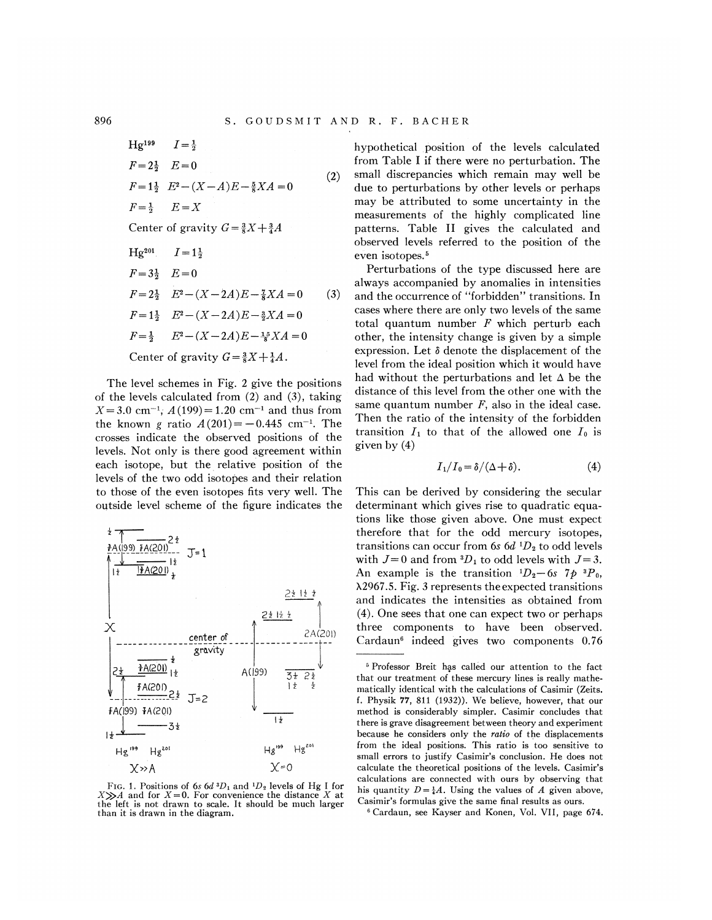$\text{Hg}^{199} \quad I=\frac{1}{2}$

$$
\begin{aligned}
&F=2\tfrac{1}{2} \quad E=0 \\
&F=1\tfrac{1}{2} \quad E^2-(X-A)E-\tfrac{5}{8}XA=0 \qquad (2)\\
&F=\tfrac{1}{2} \quad E=X
\end{aligned}
$$

Center of gravity $G=\frac{3}{8}X+\frac{3}{4}A$

$\text{Hg}^{201} \quad I=1\frac{1}{2}$

$$
\begin{aligned}
&F=3\tfrac{1}{2} \quad E=0 \\
&F=2\tfrac{1}{2} \quad E^2-(X-2A)E-\tfrac{7}{8}XA=0 \qquad (3)\\
&F=1\tfrac{1}{2} \quad E^2-(X-2A)E-\tfrac{3}{2}XA=0 \\
&F=\tfrac{1}{2} \quad E^2-(X-2A)E-\tfrac{15}{8}XA=0
\end{aligned}
$$

Center of gravity $G=\frac{3}{8}X+\frac{1}{4}A$.

The level schemes in Fig. 2 give the positions of the levels calculated from (2) and (3), taking $X=3.0\ \text{cm}^{-1}$, $A(199)=1.20\ \text{cm}^{-1}$ and thus from the known $g$ ratio $A(201)=-0.445\ \text{cm}^{-1}$. The crosses indicate the observed positions of the levels. Not only is there good agreement within each isotope, but the relative position of the levels of the two odd isotopes and their relation to those of the even isotopes fits very well. The outside level scheme of the figure indicates the hypothetical position of the levels calculated from Table I if there were no perturbation. The small discrepancies which remain may well be due to perturbations by other levels or perhaps may be attributed to some uncertainty in the measurements of the highly complicated line patterns. Table II gives the calculated and observed levels referred to the position of the even isotopes.[5]

FIG. 1. Positions of $6s\ 6d\ {}^3D_1$ and ${}^1D_2$ levels of Hg I for $X \gg A$ and for $X=0$. For convenience the distance $X$ at the left is not drawn to scale. It should be much larger than it is drawn in the diagram.

Perturbations of the type discussed here are always accompanied by anomalies in intensities and the occurrence of "forbidden" transitions. In cases where there are only two levels of the same total quantum number $F$ which perturb each other, the intensity change is given by a simple expression. Let $\delta$ denote the displacement of the level from the ideal position which it would have had without the perturbations and let $\Delta$ be the distance of this level from the other one with the same quantum number $F$, also in the ideal case. Then the ratio of the intensity of the forbidden transition $I_1$ to that of the allowed one $I_0$ is given by (4)

$$I_1/I_0=\delta/(\Delta+\delta). \qquad (4)$$

This can be derived by considering the secular determinant which gives rise to quadratic equations like those given above. One must expect therefore that for the odd mercury isotopes, transitions can occur from $6s\ 6d\ {}^1D_2$ to odd levels with $J=0$ and from ${}^3D_1$ to odd levels with $J=3$. An example is the transition ${}^1D_2-6s\ 7p\ {}^3P_0$, $\lambda 2967.5$. Fig. 3 represents the expected transitions and indicates the intensities as obtained from (4). One sees that one can expect two or perhaps three components to have been observed. Cardaun[6] indeed gives two components 0.76

[5] Professor Breit has called our attention to the fact that our treatment of these mercury lines is really mathematically identical with the calculations of Casimir (Zeits. f. Physik **77**, 811 (1932)). We believe, however, that our method is considerably simpler. Casimir concludes that there is grave disagreement between theory and experiment because he considers only the *ratio* of the displacements from the ideal positions. This ratio is too sensitive to small errors to justify Casimir's conclusion. He does not calculate the theoretical positions of the levels. Casimir's calculations are connected with ours by observing that his quantity $D=\frac{1}{4}A$. Using the values of $A$ given above, Casimir's formulas give the same final results as ours.

[6] Cardaun, see Kayser and Konen, Vol. VII, page 674.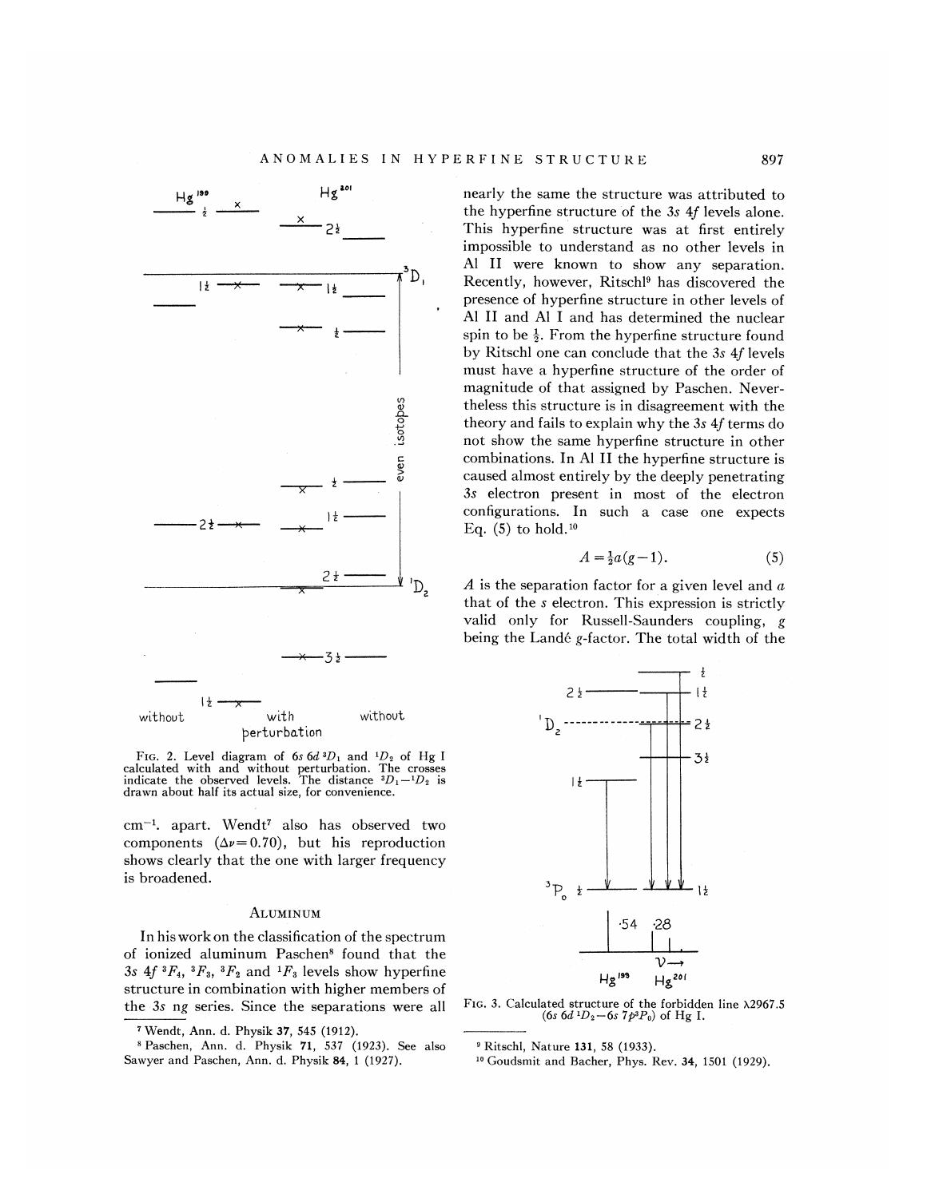FIG. 2. Level diagram of $6s\,6d\,^3D_1$ and $^1D_2$ of Hg I calculated with and without perturbation. The crosses indicate the observed levels. The distance $^3D_1-{}^1D_2$ is drawn about half its actual size, for convenience.

cm⁻¹. apart. Wendt[7] also has observed two components ($\Delta\nu = 0.70$), but his reproduction shows clearly that the one with larger frequency is broadened.

## ALUMINUM

In his work on the classification of the spectrum of ionized aluminum Paschen[8] found that the $3s\,4f\,^3F_4$, $^3F_3$, $^3F_2$ and $^1F_3$ levels show hyperfine structure in combination with higher members of the $3s\,ng$ series. Since the separations were all nearly the same the structure was attributed to the hyperfine structure of the $3s\,4f$ levels alone. This hyperfine structure was at first entirely impossible to understand as no other levels in Al II were known to show any separation. Recently, however, Ritschl[9] has discovered the presence of hyperfine structure in other levels of Al II and Al I and has determined the nuclear spin to be ½. From the hyperfine structure found by Ritschl one can conclude that the $3s\,4f$ levels must have a hyperfine structure of the order of magnitude of that assigned by Paschen. Nevertheless this structure is in disagreement with the theory and fails to explain why the $3s\,4f$ terms do not show the same hyperfine structure in other combinations. In Al II the hyperfine structure is caused almost entirely by the deeply penetrating $3s$ electron present in most of the electron configurations. In such a case one expects Eq. (5) to hold.[10]

$$A = \tfrac{1}{2}a(g-1). \qquad (5)$$

$A$ is the separation factor for a given level and $a$ that of the $s$ electron. This expression is strictly valid only for Russell-Saunders coupling, $g$ being the Landé $g$-factor. The total width of the

FIG. 3. Calculated structure of the forbidden line λ2967.5 ($6s\,6d\,^1D_2-6s\,7p\,^3P_0$) of Hg I.

[7] Wendt, Ann. d. Physik **37**, 545 (1912).

[8] Paschen, Ann. d. Physik **71**, 537 (1923). See also Sawyer and Paschen, Ann. d. Physik **84**, 1 (1927).

[9] Ritschl, Nature **131**, 58 (1933).

[10] Goudsmit and Bacher, Phys. Rev. **34**, 1501 (1929).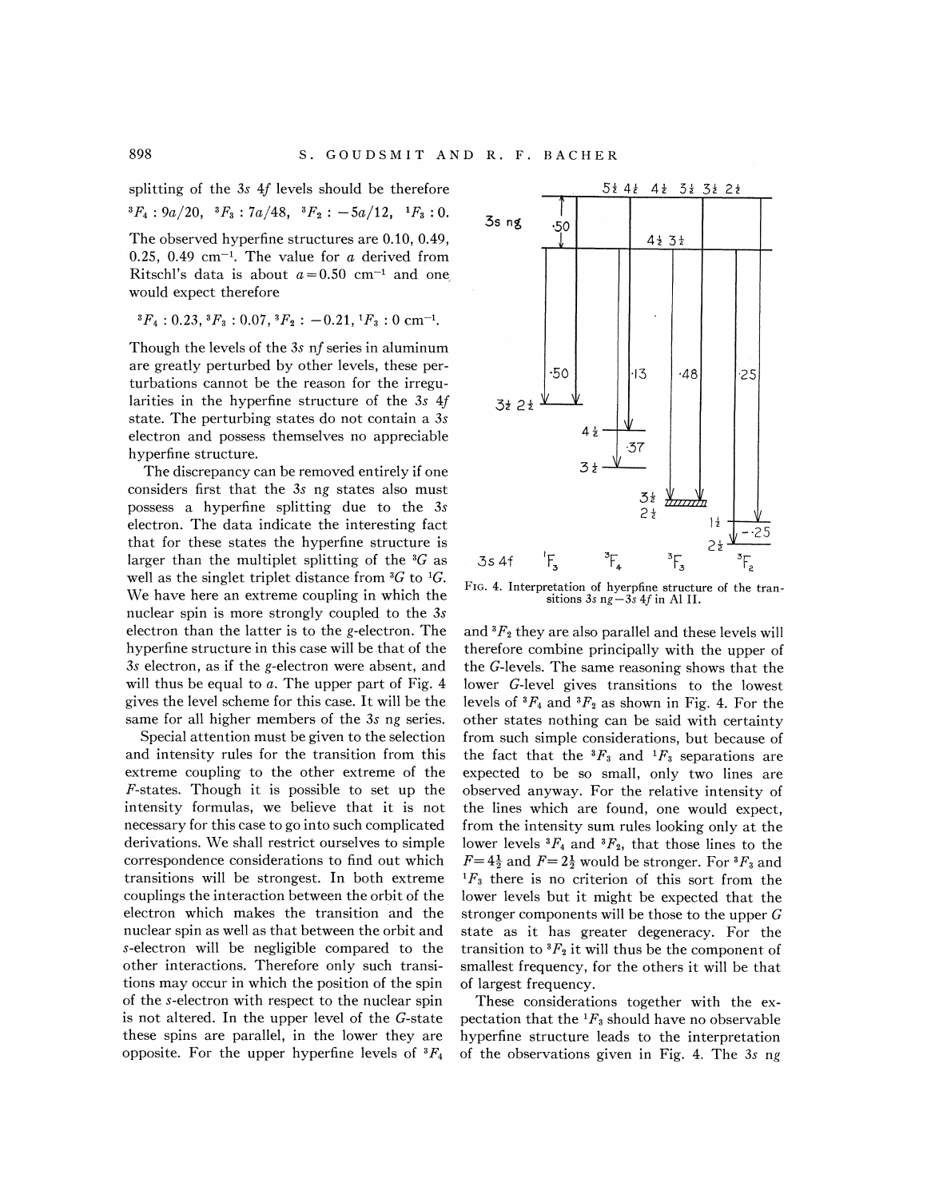splitting of the 3*s* 4*f* levels should be therefore

$^3F_4 : 9a/20,\ ^3F_3 : 7a/48,\ ^3F_2 : -5a/12,\ ^1F_3 : 0.$

The observed hyperfine structures are 0.10, 0.49, 0.25, 0.49 $\text{cm}^{-1}$. The value for $a$ derived from Ritschl's data is about $a = 0.50\ \text{cm}^{-1}$ and one would expect therefore

$^3F_4 : 0.23,\ ^3F_3 : 0.07,\ ^3F_2 : -0.21,\ ^1F_3 : 0\ \text{cm}^{-1}.$

Though the levels of the 3*s* *nf* series in aluminum are greatly perturbed by other levels, these perturbations cannot be the reason for the irregularities in the hyperfine structure of the 3*s* 4*f* state. The perturbing states do not contain a 3*s* electron and possess themselves no appreciable hyperfine structure.

The discrepancy can be removed entirely if one considers first that the 3*s* *ng* states also must possess a hyperfine splitting due to the 3*s* electron. The data indicate the interesting fact that for these states the hyperfine structure is larger than the multiplet splitting of the $^3G$ as well as the singlet triplet distance from $^3G$ to $^1G$. We have here an extreme coupling in which the nuclear spin is more strongly coupled to the 3*s* electron than the latter is to the *g*-electron. The hyperfine structure in this case will be that of the 3*s* electron, as if the *g*-electron were absent, and will thus be equal to $a$. The upper part of Fig. 4 gives the level scheme for this case. It will be the same for all higher members of the 3*s* *ng* series.

Special attention must be given to the selection and intensity rules for the transition from this extreme coupling to the other extreme of the *F*-states. Though it is possible to set up the intensity formulas, we believe that it is not necessary for this case to go into such complicated derivations. We shall restrict ourselves to simple correspondence considerations to find out which transitions will be strongest. In both extreme couplings the interaction between the orbit of the electron which makes the transition and the nuclear spin as well as that between the orbit and *s*-electron will be negligible compared to the other interactions. Therefore only such transitions may occur in which the position of the spin of the *s*-electron with respect to the nuclear spin is not altered. In the upper level of the *G*-state these spins are parallel, in the lower they are opposite. For the upper hyperfine levels of $^3F_4$ and $^3F_2$ they are also parallel and these levels will therefore combine principally with the upper of the *G*-levels. The same reasoning shows that the lower *G*-level gives transitions to the lowest levels of $^3F_4$ and $^3F_2$ as shown in Fig. 4. For the other states nothing can be said with certainty from such simple considerations, but because of the fact that the $^3F_3$ and $^1F_3$ separations are expected to be so small, only two lines are observed anyway. For the relative intensity of the lines which are found, one would expect, from the intensity sum rules looking only at the lower levels $^3F_4$ and $^3F_2$, that those lines to the $F = 4\frac{1}{2}$ and $F = 2\frac{1}{2}$ would be stronger. For $^3F_3$ and $^1F_3$ there is no criterion of this sort from the lower levels but it might be expected that the stronger components will be those to the upper *G* state as it has greater degeneracy. For the transition to $^3F_2$ it will thus be the component of smallest frequency, for the others it will be that of largest frequency.

These considerations together with the expectation that the $^1F_3$ should have no observable hyperfine structure leads to the interpretation of the observations given in Fig. 4. The 3*s* *ng*

FIG. 4. Interpretation of hyerpfine structure of the transitions 3*s* *ng*−3*s* 4*f* in Al II.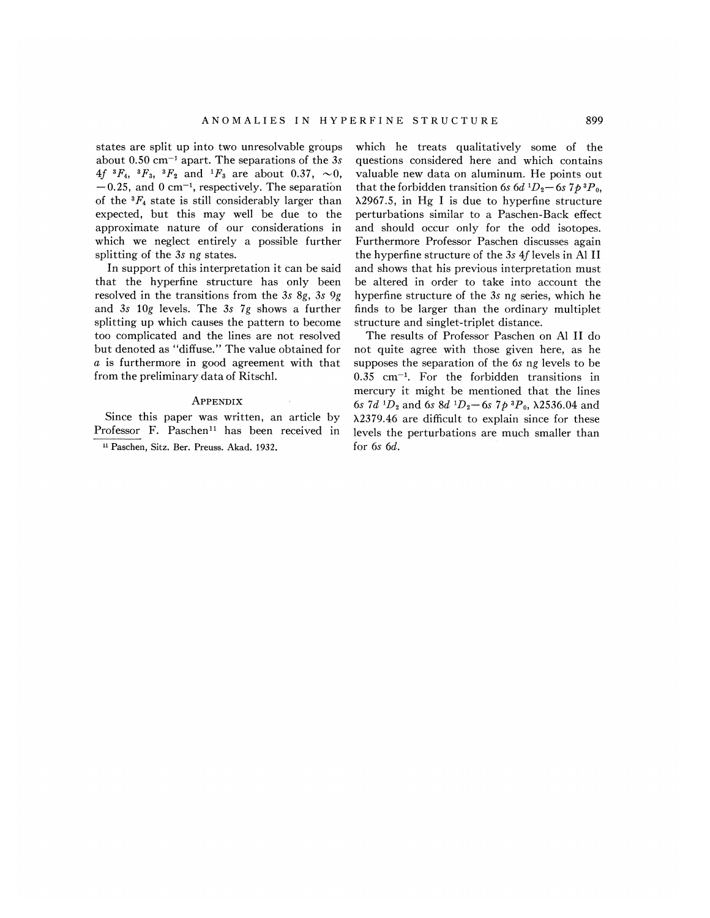states are split up into two unresolvable groups about 0.50 cm$^{-1}$ apart. The separations of the 3*s* 4*f* $^3F_4$, $^3F_3$, $^3F_2$ and $^1F_3$ are about 0.37, $\sim$0, $-0.25$, and 0 cm$^{-1}$, respectively. The separation of the $^3F_4$ state is still considerably larger than expected, but this may well be due to the approximate nature of our considerations in which we neglect entirely a possible further splitting of the 3*s* *ng* states.

In support of this interpretation it can be said that the hyperfine structure has only been resolved in the transitions from the 3*s* 8*g*, 3*s* 9*g* and 3*s* 10*g* levels. The 3*s* 7*g* shows a further splitting up which causes the pattern to become too complicated and the lines are not resolved but denoted as "diffuse." The value obtained for *a* is furthermore in good agreement with that from the preliminary data of Ritschl.

## Appendix

Since this paper was written, an article by Professor F. Paschen[11] has been received in which he treats qualitatively some of the questions considered here and which contains valuable new data on aluminum. He points out that the forbidden transition 6*s* 6*d* $^1D_2$—6*s* 7*p* $^3P_0$, λ2967.5, in Hg I is due to hyperfine structure perturbations similar to a Paschen-Back effect and should occur only for the odd isotopes. Furthermore Professor Paschen discusses again the hyperfine structure of the 3*s* 4*f* levels in Al II and shows that his previous interpretation must be altered in order to take into account the hyperfine structure of the 3*s* *ng* series, which he finds to be larger than the ordinary multiplet structure and singlet-triplet distance.

The results of Professor Paschen on Al II do not quite agree with those given here, as he supposes the separation of the 6*s* *ng* levels to be 0.35 cm$^{-1}$. For the forbidden transitions in mercury it might be mentioned that the lines 6*s* 7*d* $^1D_2$ and 6*s* 8*d* $^1D_2$—6*s* 7*p* $^3P_0$, λ2536.04 and λ2379.46 are difficult to explain since for these levels the perturbations are much smaller than for 6*s* 6*d*.

[11] Paschen, Sitz. Ber. Preuss. Akad. 1932.